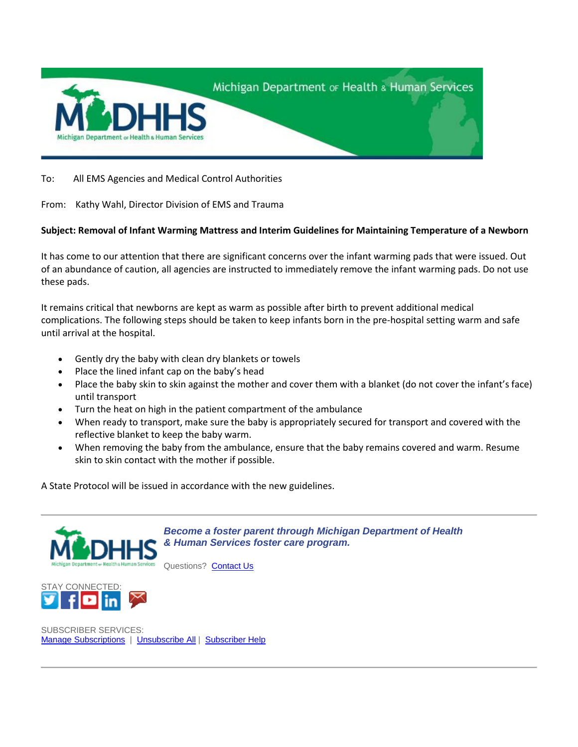Michigan Department of Health & Human Services

To: All EMS Agencies and Medical Control Authorities

From: Kathy Wahl, Director Division of EMS and Trauma

**Subject: Removal of Infant Warming Mattress and Interim Guidelines for Maintaining Temperature of a Newborn**

It has come to our attention that there are significant concerns over the infant warming pads that were issued. Out of an abundance of caution, all agencies are instructed to immediately remove the infant warming pads. Do not use these pads.

It remains critical that newborns are kept as warm as possible after birth to prevent additional medical complications. The following steps should be taken to keep infants born in the pre-hospital setting warm and safe until arrival at the hospital.

- Gently dry the baby with clean dry blankets or towels
- Place the lined infant cap on the baby's head
- Place the baby skin to skin against the mother and cover them with a blanket (do not cover the infant's face) until transport
- Turn the heat on high in the patient compartment of the ambulance
- When ready to transport, make sure the baby is appropriately secured for transport and covered with the reflective blanket to keep the baby warm.
- When removing the baby from the ambulance, ensure that the baby remains covered and warm. Resume skin to skin contact with the mother if possible.

A State Protocol will be issued in accordance with the new guidelines.

---

***Become a foster parent through Michigan Department of Health & Human Services foster care program.***

Questions? [Contact Us]

STAY CONNECTED:

SUBSCRIBER SERVICES:
[Manage Subscriptions] | [Unsubscribe All] | [Subscriber Help]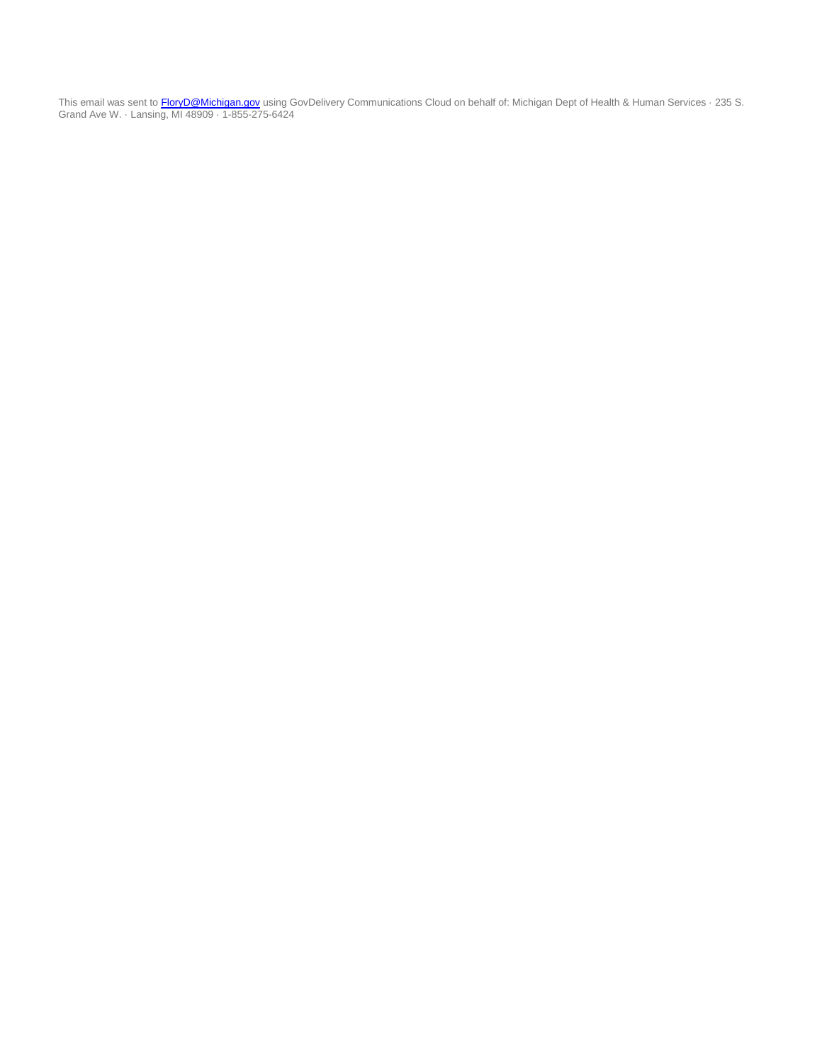This email was sent to [FloryD@Michigan.gov](mailto:FloryD@Michigan.gov) using GovDelivery Communications Cloud on behalf of: Michigan Dept of Health & Human Services · 235 S. Grand Ave W. · Lansing, MI 48909 · 1-855-275-6424